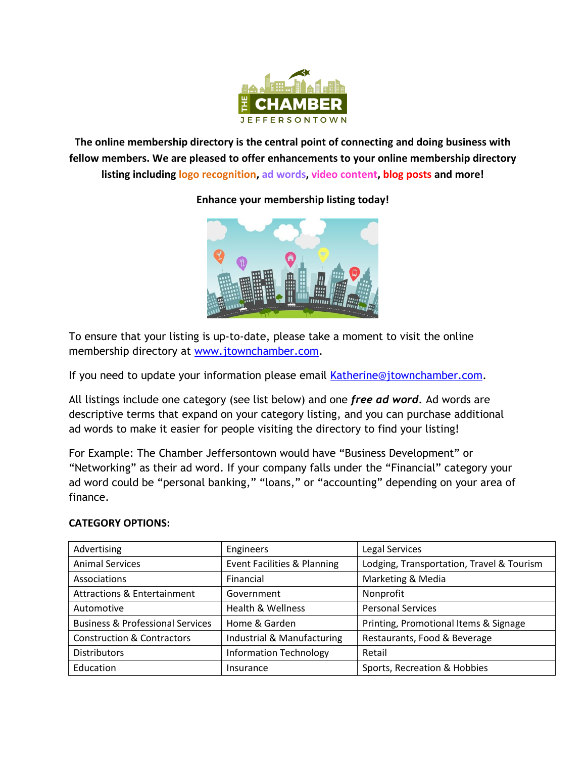**The online membership directory is the central point of connecting and doing business with fellow members. We are pleased to offer enhancements to your online membership directory listing including logo recognition, ad words, video content, blog posts and more!**

**Enhance your membership listing today!**

To ensure that your listing is up-to-date, please take a moment to visit the online membership directory at [www.jtownchamber.com](http://www.jtownchamber.com).

If you need to update your information please email [Katherine@jtownchamber.com](mailto:Katherine@jtownchamber.com).

All listings include one category (see list below) and one ***free ad word***. Ad words are descriptive terms that expand on your category listing, and you can purchase additional ad words to make it easier for people visiting the directory to find your listing!

For Example: The Chamber Jeffersontown would have "Business Development" or "Networking" as their ad word. If your company falls under the "Financial" category your ad word could be "personal banking," "loans," or "accounting" depending on your area of finance.

**CATEGORY OPTIONS:**

| | | |
|---|---|---|
| Advertising | Engineers | Legal Services |
| Animal Services | Event Facilities & Planning | Lodging, Transportation, Travel & Tourism |
| Associations | Financial | Marketing & Media |
| Attractions & Entertainment | Government | Nonprofit |
| Automotive | Health & Wellness | Personal Services |
| Business & Professional Services | Home & Garden | Printing, Promotional Items & Signage |
| Construction & Contractors | Industrial & Manufacturing | Restaurants, Food & Beverage |
| Distributors | Information Technology | Retail |
| Education | Insurance | Sports, Recreation & Hobbies |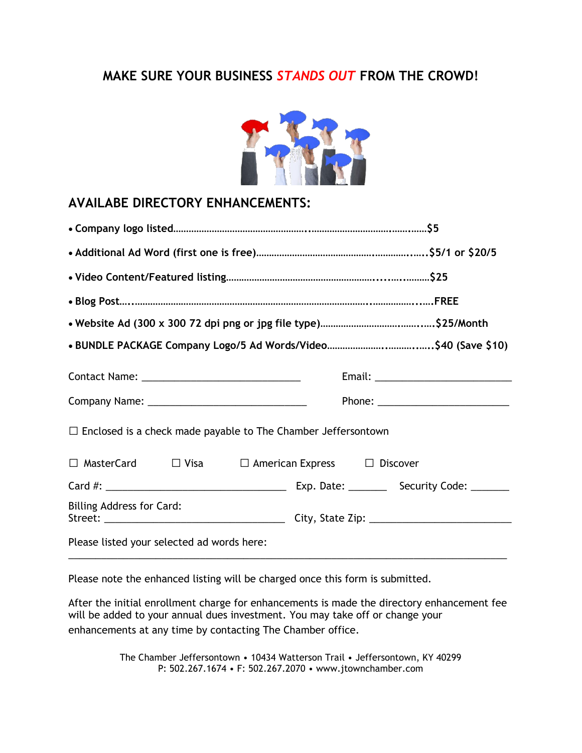## MAKE SURE YOUR BUSINESS *STANDS OUT* FROM THE CROWD!

## AVAILABE DIRECTORY ENHANCEMENTS:

- **Company logo listed……………………………………………..………………………….……..……$5**
- **Additional Ad Word (first one is free)……………………………………….………….…...$5/1 or $20/5**
- **Video Content/Featured listing……………………………………………….....…..………$25**
- **Blog Post…..……………………………………………………………………………..……………..…..FREE**
- **Website Ad (300 x 300 72 dpi png or jpg file type)……………………………..…….…..$25/Month**
- **BUNDLE PACKAGE Company Logo/5 Ad Words/Video…………………..……….…...$40 (Save $10)**

Contact Name: ______________________________ Email: _________________________

Company Name: _____________________________ Phone: ________________________

☐ Enclosed is a check made payable to The Chamber Jeffersontown

☐ MasterCard ☐ Visa ☐ American Express ☐ Discover

Card #: _________________________________ Exp. Date: _______ Security Code: _______

Billing Address for Card:
Street: _________________________________ City, State Zip: _________________________

Please listed your selected ad words here:
_________________________________________________________________________________

Please note the enhanced listing will be charged once this form is submitted.

After the initial enrollment charge for enhancements is made the directory enhancement fee will be added to your annual dues investment. You may take off or change your enhancements at any time by contacting The Chamber office.

The Chamber Jeffersontown • 10434 Watterson Trail • Jeffersontown, KY 40299
P: 502.267.1674 • F: 502.267.2070 • www.jtownchamber.com